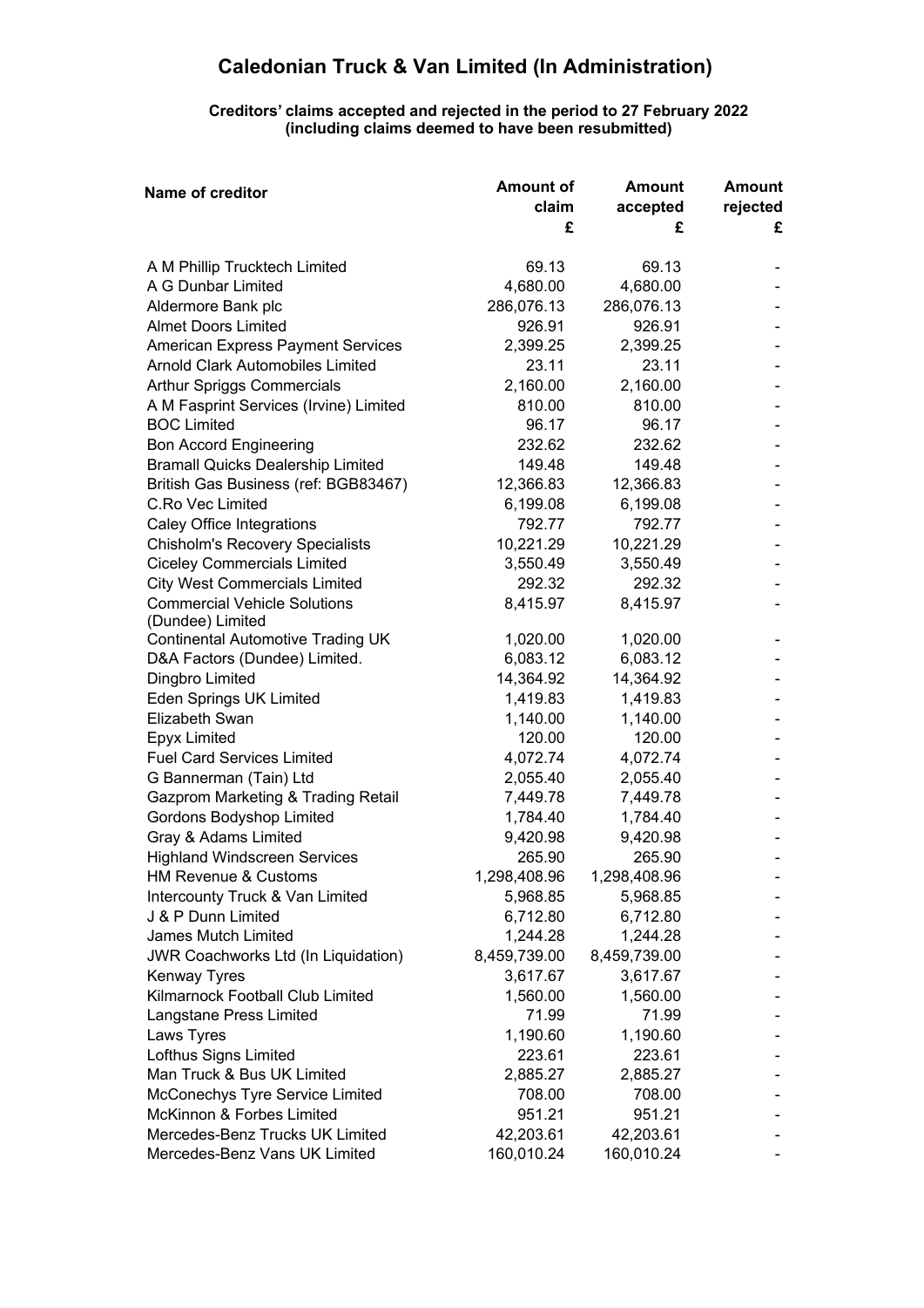# Caledonian Truck & Van Limited (In Administration)

**Creditors' claims accepted and rejected in the period to 27 February 2022 (including claims deemed to have been resubmitted)**

| Name of creditor | Amount of claim £ | Amount accepted £ | Amount rejected £ |
|---|---|---|---|
| A M Phillip Trucktech Limited | 69.13 | 69.13 | - |
| A G Dunbar Limited | 4,680.00 | 4,680.00 | - |
| Aldermore Bank plc | 286,076.13 | 286,076.13 | - |
| Almet Doors Limited | 926.91 | 926.91 | - |
| American Express Payment Services | 2,399.25 | 2,399.25 | - |
| Arnold Clark Automobiles Limited | 23.11 | 23.11 | - |
| Arthur Spriggs Commercials | 2,160.00 | 2,160.00 | - |
| A M Fasprint Services (Irvine) Limited | 810.00 | 810.00 | - |
| BOC Limited | 96.17 | 96.17 | - |
| Bon Accord Engineering | 232.62 | 232.62 | - |
| Bramall Quicks Dealership Limited | 149.48 | 149.48 | - |
| British Gas Business (ref: BGB83467) | 12,366.83 | 12,366.83 | - |
| C.Ro Vec Limited | 6,199.08 | 6,199.08 | - |
| Caley Office Integrations | 792.77 | 792.77 | - |
| Chisholm's Recovery Specialists | 10,221.29 | 10,221.29 | - |
| Ciceley Commercials Limited | 3,550.49 | 3,550.49 | - |
| City West Commercials Limited | 292.32 | 292.32 | - |
| Commercial Vehicle Solutions (Dundee) Limited | 8,415.97 | 8,415.97 | - |
| Continental Automotive Trading UK | 1,020.00 | 1,020.00 | - |
| D&A Factors (Dundee) Limited. | 6,083.12 | 6,083.12 | - |
| Dingbro Limited | 14,364.92 | 14,364.92 | - |
| Eden Springs UK Limited | 1,419.83 | 1,419.83 | - |
| Elizabeth Swan | 1,140.00 | 1,140.00 | - |
| Epyx Limited | 120.00 | 120.00 | - |
| Fuel Card Services Limited | 4,072.74 | 4,072.74 | - |
| G Bannerman (Tain) Ltd | 2,055.40 | 2,055.40 | - |
| Gazprom Marketing & Trading Retail | 7,449.78 | 7,449.78 | - |
| Gordons Bodyshop Limited | 1,784.40 | 1,784.40 | - |
| Gray & Adams Limited | 9,420.98 | 9,420.98 | - |
| Highland Windscreen Services | 265.90 | 265.90 | - |
| HM Revenue & Customs | 1,298,408.96 | 1,298,408.96 | - |
| Intercounty Truck & Van Limited | 5,968.85 | 5,968.85 | - |
| J & P Dunn Limited | 6,712.80 | 6,712.80 | - |
| James Mutch Limited | 1,244.28 | 1,244.28 | - |
| JWR Coachworks Ltd (In Liquidation) | 8,459,739.00 | 8,459,739.00 | - |
| Kenway Tyres | 3,617.67 | 3,617.67 | - |
| Kilmarnock Football Club Limited | 1,560.00 | 1,560.00 | - |
| Langstane Press Limited | 71.99 | 71.99 | - |
| Laws Tyres | 1,190.60 | 1,190.60 | - |
| Lofthus Signs Limited | 223.61 | 223.61 | - |
| Man Truck & Bus UK Limited | 2,885.27 | 2,885.27 | - |
| McConechys Tyre Service Limited | 708.00 | 708.00 | - |
| McKinnon & Forbes Limited | 951.21 | 951.21 | - |
| Mercedes-Benz Trucks UK Limited | 42,203.61 | 42,203.61 | - |
| Mercedes-Benz Vans UK Limited | 160,010.24 | 160,010.24 | - |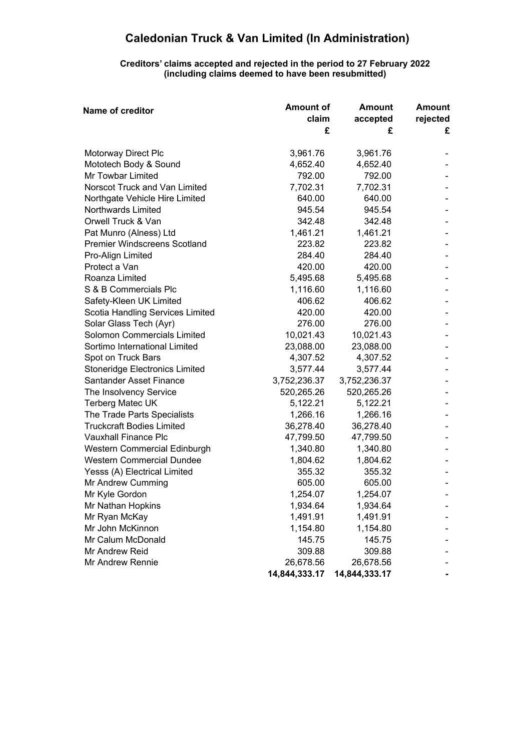# Caledonian Truck & Van Limited (In Administration)

**Creditors' claims accepted and rejected in the period to 27 February 2022 (including claims deemed to have been resubmitted)**

| Name of creditor | Amount of claim £ | Amount accepted £ | Amount rejected £ |
|---|---|---|---|
| Motorway Direct Plc | 3,961.76 | 3,961.76 | - |
| Mototech Body & Sound | 4,652.40 | 4,652.40 | - |
| Mr Towbar Limited | 792.00 | 792.00 | - |
| Norscot Truck and Van Limited | 7,702.31 | 7,702.31 | - |
| Northgate Vehicle Hire Limited | 640.00 | 640.00 | - |
| Northwards Limited | 945.54 | 945.54 | - |
| Orwell Truck & Van | 342.48 | 342.48 | - |
| Pat Munro (Alness) Ltd | 1,461.21 | 1,461.21 | - |
| Premier Windscreens Scotland | 223.82 | 223.82 | - |
| Pro-Align Limited | 284.40 | 284.40 | - |
| Protect a Van | 420.00 | 420.00 | - |
| Roanza Limited | 5,495.68 | 5,495.68 | - |
| S & B Commercials Plc | 1,116.60 | 1,116.60 | - |
| Safety-Kleen UK Limited | 406.62 | 406.62 | - |
| Scotia Handling Services Limited | 420.00 | 420.00 | - |
| Solar Glass Tech (Ayr) | 276.00 | 276.00 | - |
| Solomon Commercials Limited | 10,021.43 | 10,021.43 | - |
| Sortimo International Limited | 23,088.00 | 23,088.00 | - |
| Spot on Truck Bars | 4,307.52 | 4,307.52 | - |
| Stoneridge Electronics Limited | 3,577.44 | 3,577.44 | - |
| Santander Asset Finance | 3,752,236.37 | 3,752,236.37 | - |
| The Insolvency Service | 520,265.26 | 520,265.26 | - |
| Terberg Matec UK | 5,122.21 | 5,122.21 | - |
| The Trade Parts Specialists | 1,266.16 | 1,266.16 | - |
| Truckcraft Bodies Limited | 36,278.40 | 36,278.40 | - |
| Vauxhall Finance Plc | 47,799.50 | 47,799.50 | - |
| Western Commercial Edinburgh | 1,340.80 | 1,340.80 | - |
| Western Commercial Dundee | 1,804.62 | 1,804.62 | - |
| Yesss (A) Electrical Limited | 355.32 | 355.32 | - |
| Mr Andrew Cumming | 605.00 | 605.00 | - |
| Mr Kyle Gordon | 1,254.07 | 1,254.07 | - |
| Mr Nathan Hopkins | 1,934.64 | 1,934.64 | - |
| Mr Ryan McKay | 1,491.91 | 1,491.91 | - |
| Mr John McKinnon | 1,154.80 | 1,154.80 | - |
| Mr Calum McDonald | 145.75 | 145.75 | - |
| Mr Andrew Reid | 309.88 | 309.88 | - |
| Mr Andrew Rennie | 26,678.56 | 26,678.56 | - |
| | **14,844,333.17** | **14,844,333.17** | **-** |